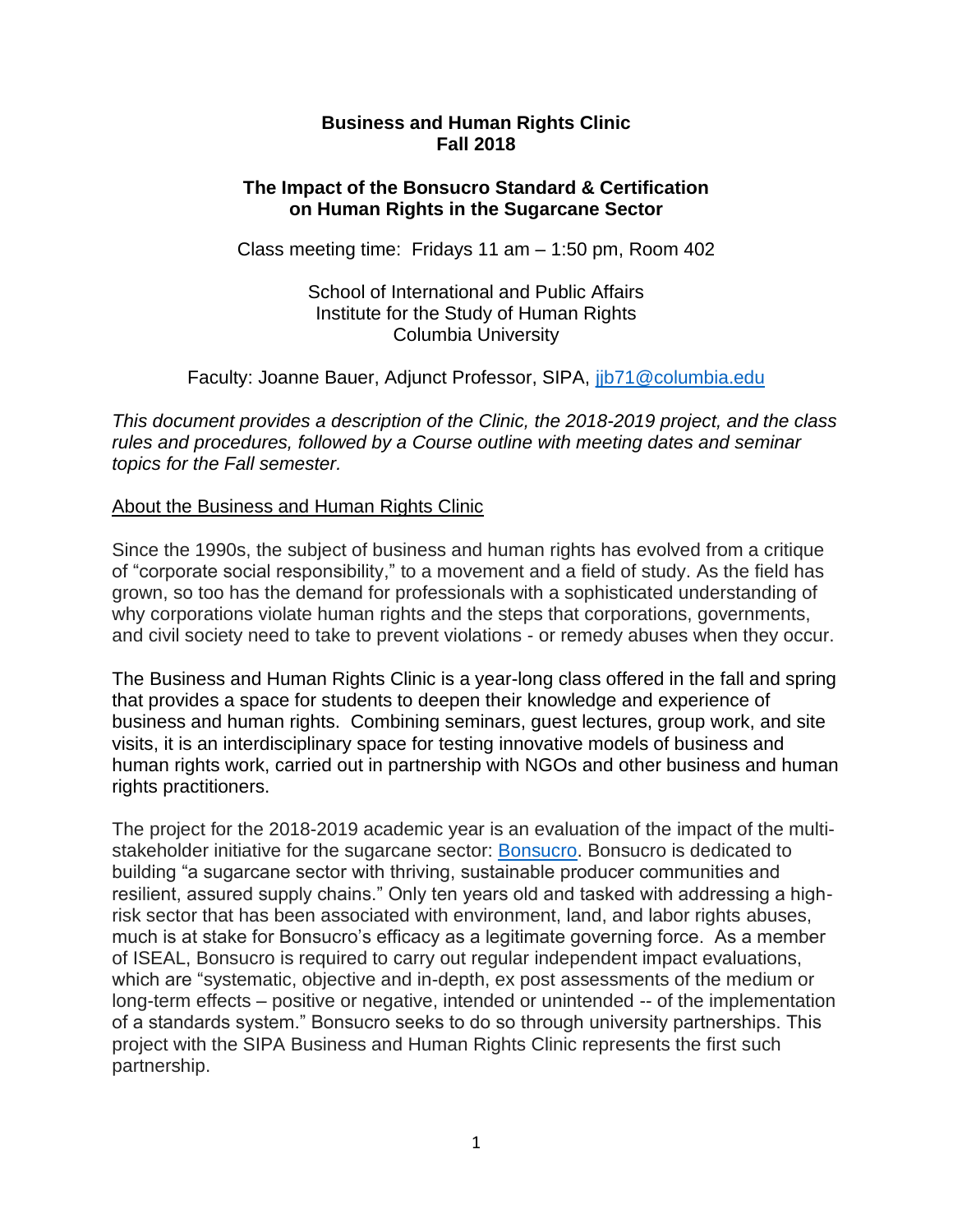**Business and Human Rights Clinic**
**Fall 2018**

**The Impact of the Bonsucro Standard & Certification on Human Rights in the Sugarcane Sector**

Class meeting time: Fridays 11 am – 1:50 pm, Room 402

School of International and Public Affairs
Institute for the Study of Human Rights
Columbia University

Faculty: Joanne Bauer, Adjunct Professor, SIPA, [jjb71@columbia.edu](mailto:jjb71@columbia.edu)

*This document provides a description of the Clinic, the 2018-2019 project, and the class rules and procedures, followed by a Course outline with meeting dates and seminar topics for the Fall semester.*

## About the Business and Human Rights Clinic

Since the 1990s, the subject of business and human rights has evolved from a critique of "corporate social responsibility," to a movement and a field of study. As the field has grown, so too has the demand for professionals with a sophisticated understanding of why corporations violate human rights and the steps that corporations, governments, and civil society need to take to prevent violations - or remedy abuses when they occur.

The Business and Human Rights Clinic is a year-long class offered in the fall and spring that provides a space for students to deepen their knowledge and experience of business and human rights. Combining seminars, guest lectures, group work, and site visits, it is an interdisciplinary space for testing innovative models of business and human rights work, carried out in partnership with NGOs and other business and human rights practitioners.

The project for the 2018-2019 academic year is an evaluation of the impact of the multi-stakeholder initiative for the sugarcane sector: [Bonsucro](). Bonsucro is dedicated to building "a sugarcane sector with thriving, sustainable producer communities and resilient, assured supply chains." Only ten years old and tasked with addressing a high-risk sector that has been associated with environment, land, and labor rights abuses, much is at stake for Bonsucro's efficacy as a legitimate governing force. As a member of ISEAL, Bonsucro is required to carry out regular independent impact evaluations, which are "systematic, objective and in-depth, ex post assessments of the medium or long-term effects – positive or negative, intended or unintended -- of the implementation of a standards system." Bonsucro seeks to do so through university partnerships. This project with the SIPA Business and Human Rights Clinic represents the first such partnership.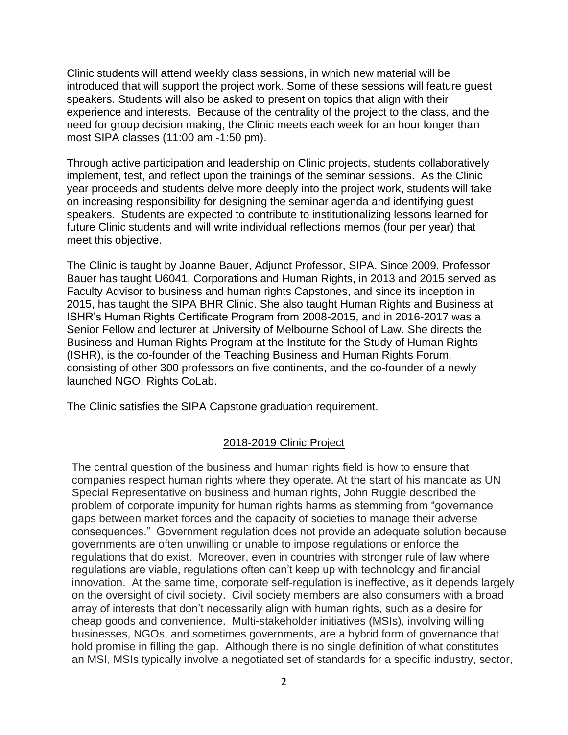Clinic students will attend weekly class sessions, in which new material will be introduced that will support the project work. Some of these sessions will feature guest speakers. Students will also be asked to present on topics that align with their experience and interests. Because of the centrality of the project to the class, and the need for group decision making, the Clinic meets each week for an hour longer than most SIPA classes (11:00 am -1:50 pm).

Through active participation and leadership on Clinic projects, students collaboratively implement, test, and reflect upon the trainings of the seminar sessions. As the Clinic year proceeds and students delve more deeply into the project work, students will take on increasing responsibility for designing the seminar agenda and identifying guest speakers. Students are expected to contribute to institutionalizing lessons learned for future Clinic students and will write individual reflections memos (four per year) that meet this objective.

The Clinic is taught by Joanne Bauer, Adjunct Professor, SIPA. Since 2009, Professor Bauer has taught U6041, Corporations and Human Rights, in 2013 and 2015 served as Faculty Advisor to business and human rights Capstones, and since its inception in 2015, has taught the SIPA BHR Clinic. She also taught Human Rights and Business at ISHR's Human Rights Certificate Program from 2008-2015, and in 2016-2017 was a Senior Fellow and lecturer at University of Melbourne School of Law. She directs the Business and Human Rights Program at the Institute for the Study of Human Rights (ISHR), is the co-founder of the Teaching Business and Human Rights Forum, consisting of other 300 professors on five continents, and the co-founder of a newly launched NGO, Rights CoLab.

The Clinic satisfies the SIPA Capstone graduation requirement.

## 2018-2019 Clinic Project

The central question of the business and human rights field is how to ensure that companies respect human rights where they operate. At the start of his mandate as UN Special Representative on business and human rights, John Ruggie described the problem of corporate impunity for human rights harms as stemming from "governance gaps between market forces and the capacity of societies to manage their adverse consequences." Government regulation does not provide an adequate solution because governments are often unwilling or unable to impose regulations or enforce the regulations that do exist. Moreover, even in countries with stronger rule of law where regulations are viable, regulations often can't keep up with technology and financial innovation. At the same time, corporate self-regulation is ineffective, as it depends largely on the oversight of civil society. Civil society members are also consumers with a broad array of interests that don't necessarily align with human rights, such as a desire for cheap goods and convenience. Multi-stakeholder initiatives (MSIs), involving willing businesses, NGOs, and sometimes governments, are a hybrid form of governance that hold promise in filling the gap. Although there is no single definition of what constitutes an MSI, MSIs typically involve a negotiated set of standards for a specific industry, sector,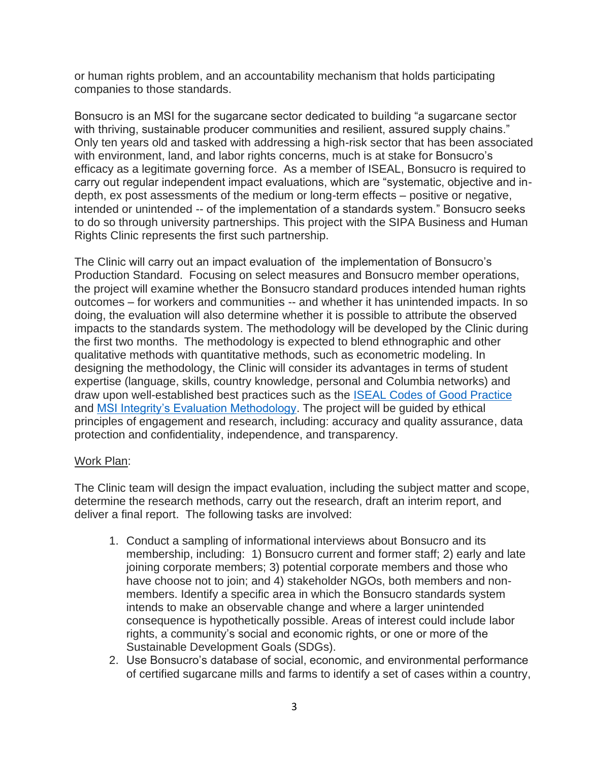or human rights problem, and an accountability mechanism that holds participating companies to those standards.

Bonsucro is an MSI for the sugarcane sector dedicated to building "a sugarcane sector with thriving, sustainable producer communities and resilient, assured supply chains." Only ten years old and tasked with addressing a high-risk sector that has been associated with environment, land, and labor rights concerns, much is at stake for Bonsucro's efficacy as a legitimate governing force. As a member of ISEAL, Bonsucro is required to carry out regular independent impact evaluations, which are "systematic, objective and in-depth, ex post assessments of the medium or long-term effects – positive or negative, intended or unintended -- of the implementation of a standards system." Bonsucro seeks to do so through university partnerships. This project with the SIPA Business and Human Rights Clinic represents the first such partnership.

The Clinic will carry out an impact evaluation of the implementation of Bonsucro's Production Standard. Focusing on select measures and Bonsucro member operations, the project will examine whether the Bonsucro standard produces intended human rights outcomes – for workers and communities -- and whether it has unintended impacts. In so doing, the evaluation will also determine whether it is possible to attribute the observed impacts to the standards system. The methodology will be developed by the Clinic during the first two months. The methodology is expected to blend ethnographic and other qualitative methods with quantitative methods, such as econometric modeling. In designing the methodology, the Clinic will consider its advantages in terms of student expertise (language, skills, country knowledge, personal and Columbia networks) and draw upon well-established best practices such as the ISEAL Codes of Good Practice and MSI Integrity's Evaluation Methodology. The project will be guided by ethical principles of engagement and research, including: accuracy and quality assurance, data protection and confidentiality, independence, and transparency.

<u>Work Plan</u>:

The Clinic team will design the impact evaluation, including the subject matter and scope, determine the research methods, carry out the research, draft an interim report, and deliver a final report. The following tasks are involved:

1. Conduct a sampling of informational interviews about Bonsucro and its membership, including: 1) Bonsucro current and former staff; 2) early and late joining corporate members; 3) potential corporate members and those who have choose not to join; and 4) stakeholder NGOs, both members and non-members. Identify a specific area in which the Bonsucro standards system intends to make an observable change and where a larger unintended consequence is hypothetically possible. Areas of interest could include labor rights, a community's social and economic rights, or one or more of the Sustainable Development Goals (SDGs).
2. Use Bonsucro's database of social, economic, and environmental performance of certified sugarcane mills and farms to identify a set of cases within a country,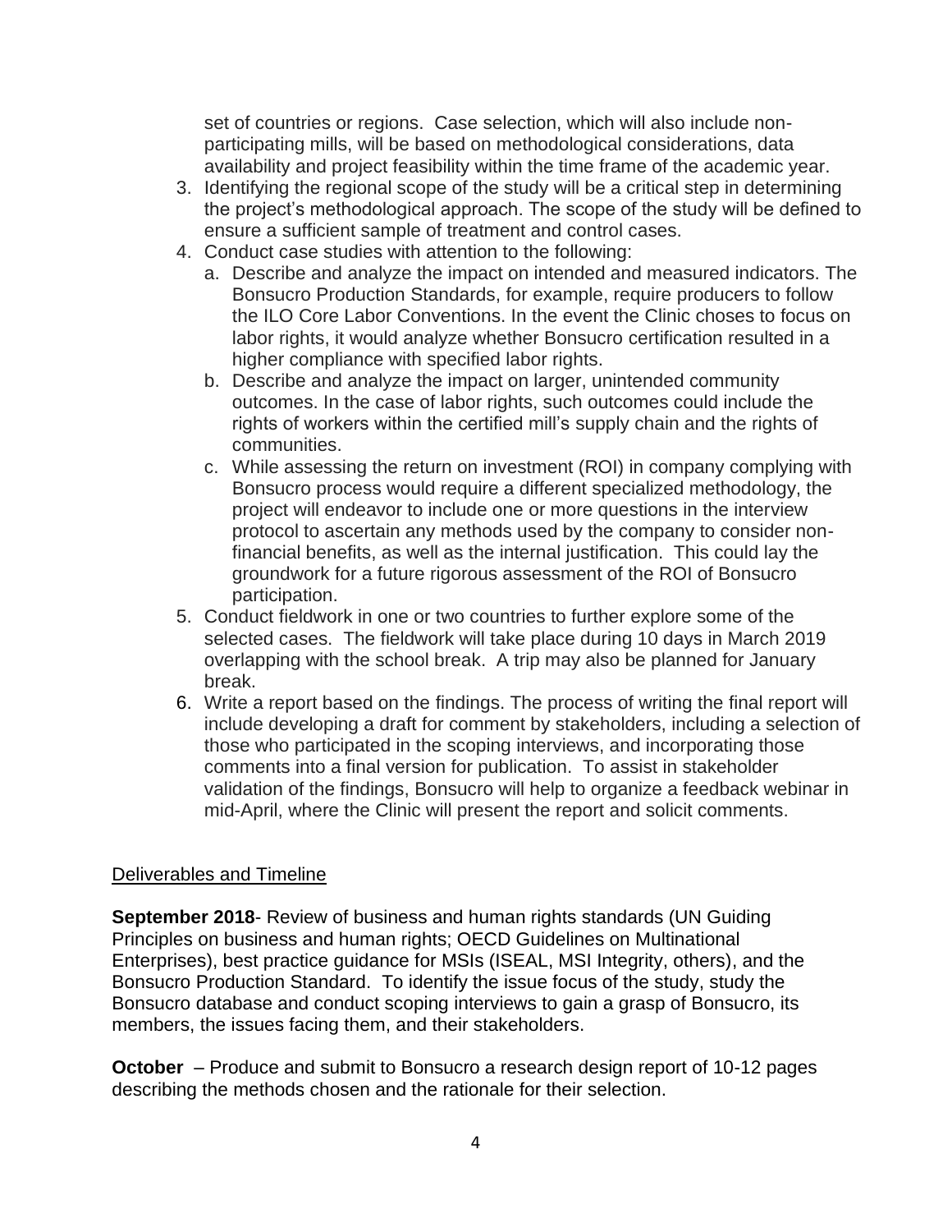set of countries or regions. Case selection, which will also include non-participating mills, will be based on methodological considerations, data availability and project feasibility within the time frame of the academic year.

3. Identifying the regional scope of the study will be a critical step in determining the project's methodological approach. The scope of the study will be defined to ensure a sufficient sample of treatment and control cases.
4. Conduct case studies with attention to the following:
   a. Describe and analyze the impact on intended and measured indicators. The Bonsucro Production Standards, for example, require producers to follow the ILO Core Labor Conventions. In the event the Clinic choses to focus on labor rights, it would analyze whether Bonsucro certification resulted in a higher compliance with specified labor rights.
   b. Describe and analyze the impact on larger, unintended community outcomes. In the case of labor rights, such outcomes could include the rights of workers within the certified mill's supply chain and the rights of communities.
   c. While assessing the return on investment (ROI) in company complying with Bonsucro process would require a different specialized methodology, the project will endeavor to include one or more questions in the interview protocol to ascertain any methods used by the company to consider non-financial benefits, as well as the internal justification. This could lay the groundwork for a future rigorous assessment of the ROI of Bonsucro participation.
5. Conduct fieldwork in one or two countries to further explore some of the selected cases. The fieldwork will take place during 10 days in March 2019 overlapping with the school break. A trip may also be planned for January break.
6. Write a report based on the findings. The process of writing the final report will include developing a draft for comment by stakeholders, including a selection of those who participated in the scoping interviews, and incorporating those comments into a final version for publication. To assist in stakeholder validation of the findings, Bonsucro will help to organize a feedback webinar in mid-April, where the Clinic will present the report and solicit comments.

## Deliverables and Timeline

**September 2018**- Review of business and human rights standards (UN Guiding Principles on business and human rights; OECD Guidelines on Multinational Enterprises), best practice guidance for MSIs (ISEAL, MSI Integrity, others), and the Bonsucro Production Standard. To identify the issue focus of the study, study the Bonsucro database and conduct scoping interviews to gain a grasp of Bonsucro, its members, the issues facing them, and their stakeholders.

**October** – Produce and submit to Bonsucro a research design report of 10-12 pages describing the methods chosen and the rationale for their selection.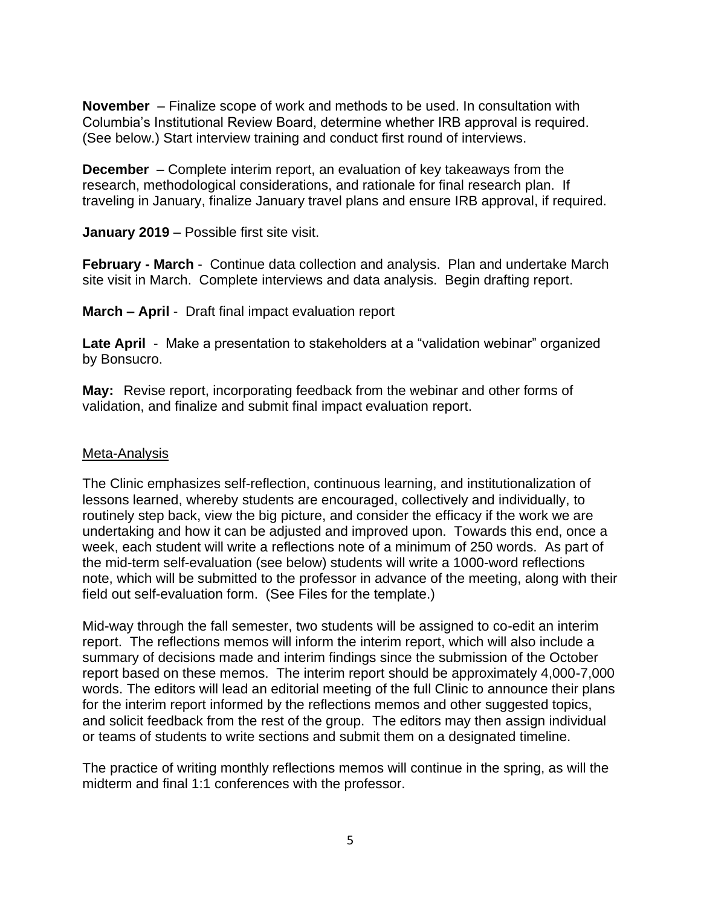**November** – Finalize scope of work and methods to be used. In consultation with Columbia's Institutional Review Board, determine whether IRB approval is required. (See below.) Start interview training and conduct first round of interviews.

**December** – Complete interim report, an evaluation of key takeaways from the research, methodological considerations, and rationale for final research plan. If traveling in January, finalize January travel plans and ensure IRB approval, if required.

**January 2019** – Possible first site visit.

**February - March** - Continue data collection and analysis. Plan and undertake March site visit in March. Complete interviews and data analysis. Begin drafting report.

**March – April** - Draft final impact evaluation report

**Late April** - Make a presentation to stakeholders at a "validation webinar" organized by Bonsucro.

**May:** Revise report, incorporating feedback from the webinar and other forms of validation, and finalize and submit final impact evaluation report.

<u>Meta-Analysis</u>

The Clinic emphasizes self-reflection, continuous learning, and institutionalization of lessons learned, whereby students are encouraged, collectively and individually, to routinely step back, view the big picture, and consider the efficacy if the work we are undertaking and how it can be adjusted and improved upon. Towards this end, once a week, each student will write a reflections note of a minimum of 250 words. As part of the mid-term self-evaluation (see below) students will write a 1000-word reflections note, which will be submitted to the professor in advance of the meeting, along with their field out self-evaluation form. (See Files for the template.)

Mid-way through the fall semester, two students will be assigned to co-edit an interim report. The reflections memos will inform the interim report, which will also include a summary of decisions made and interim findings since the submission of the October report based on these memos. The interim report should be approximately 4,000-7,000 words. The editors will lead an editorial meeting of the full Clinic to announce their plans for the interim report informed by the reflections memos and other suggested topics, and solicit feedback from the rest of the group. The editors may then assign individual or teams of students to write sections and submit them on a designated timeline.

The practice of writing monthly reflections memos will continue in the spring, as will the midterm and final 1:1 conferences with the professor.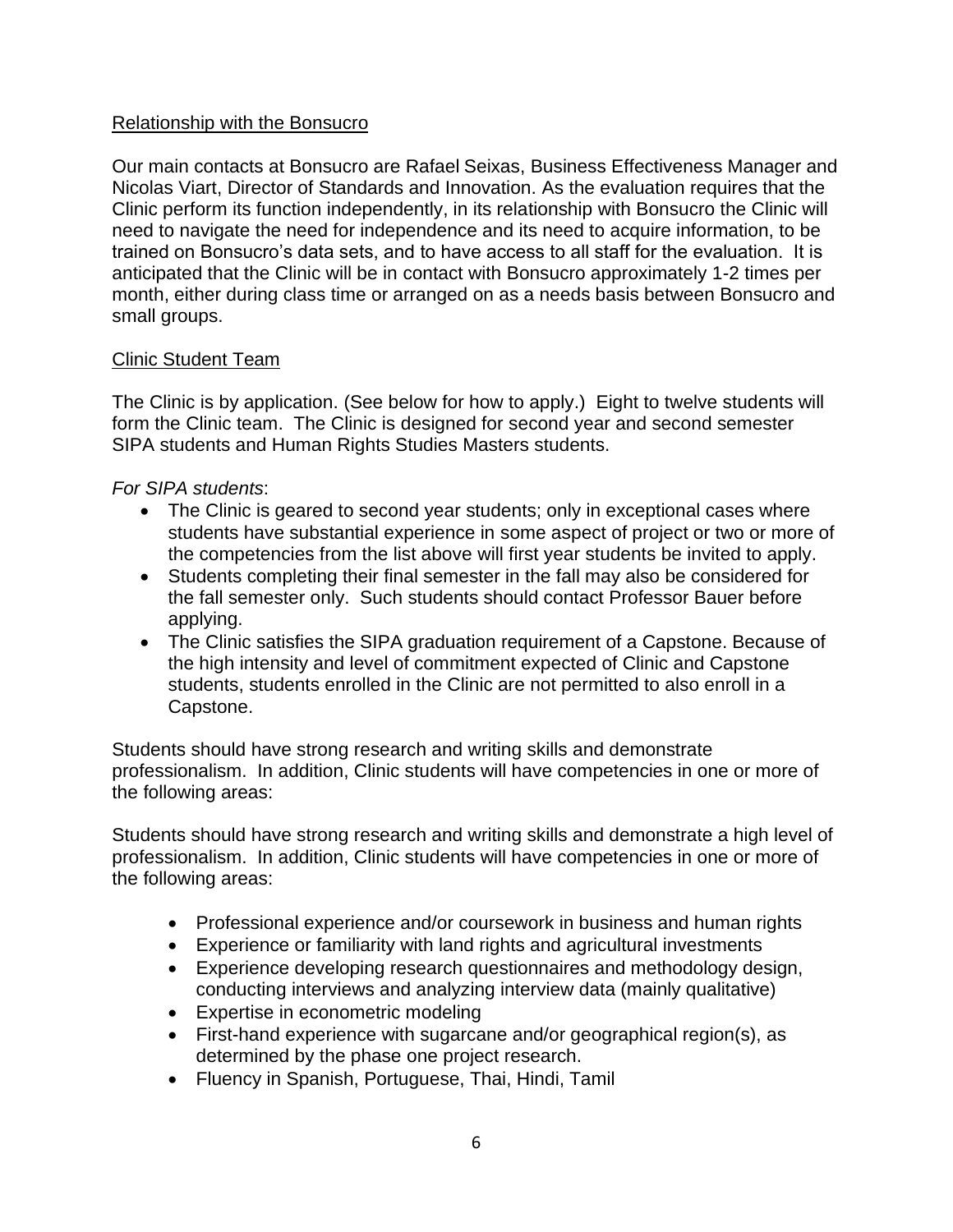Relationship with the Bonsucro

Our main contacts at Bonsucro are Rafael Seixas, Business Effectiveness Manager and Nicolas Viart, Director of Standards and Innovation. As the evaluation requires that the Clinic perform its function independently, in its relationship with Bonsucro the Clinic will need to navigate the need for independence and its need to acquire information, to be trained on Bonsucro's data sets, and to have access to all staff for the evaluation. It is anticipated that the Clinic will be in contact with Bonsucro approximately 1-2 times per month, either during class time or arranged on as a needs basis between Bonsucro and small groups.

Clinic Student Team

The Clinic is by application. (See below for how to apply.) Eight to twelve students will form the Clinic team. The Clinic is designed for second year and second semester SIPA students and Human Rights Studies Masters students.

*For SIPA students*:

- The Clinic is geared to second year students; only in exceptional cases where students have substantial experience in some aspect of project or two or more of the competencies from the list above will first year students be invited to apply.
- Students completing their final semester in the fall may also be considered for the fall semester only. Such students should contact Professor Bauer before applying.
- The Clinic satisfies the SIPA graduation requirement of a Capstone. Because of the high intensity and level of commitment expected of Clinic and Capstone students, students enrolled in the Clinic are not permitted to also enroll in a Capstone.

Students should have strong research and writing skills and demonstrate professionalism. In addition, Clinic students will have competencies in one or more of the following areas:

Students should have strong research and writing skills and demonstrate a high level of professionalism. In addition, Clinic students will have competencies in one or more of the following areas:

- Professional experience and/or coursework in business and human rights
- Experience or familiarity with land rights and agricultural investments
- Experience developing research questionnaires and methodology design, conducting interviews and analyzing interview data (mainly qualitative)
- Expertise in econometric modeling
- First-hand experience with sugarcane and/or geographical region(s), as determined by the phase one project research.
- Fluency in Spanish, Portuguese, Thai, Hindi, Tamil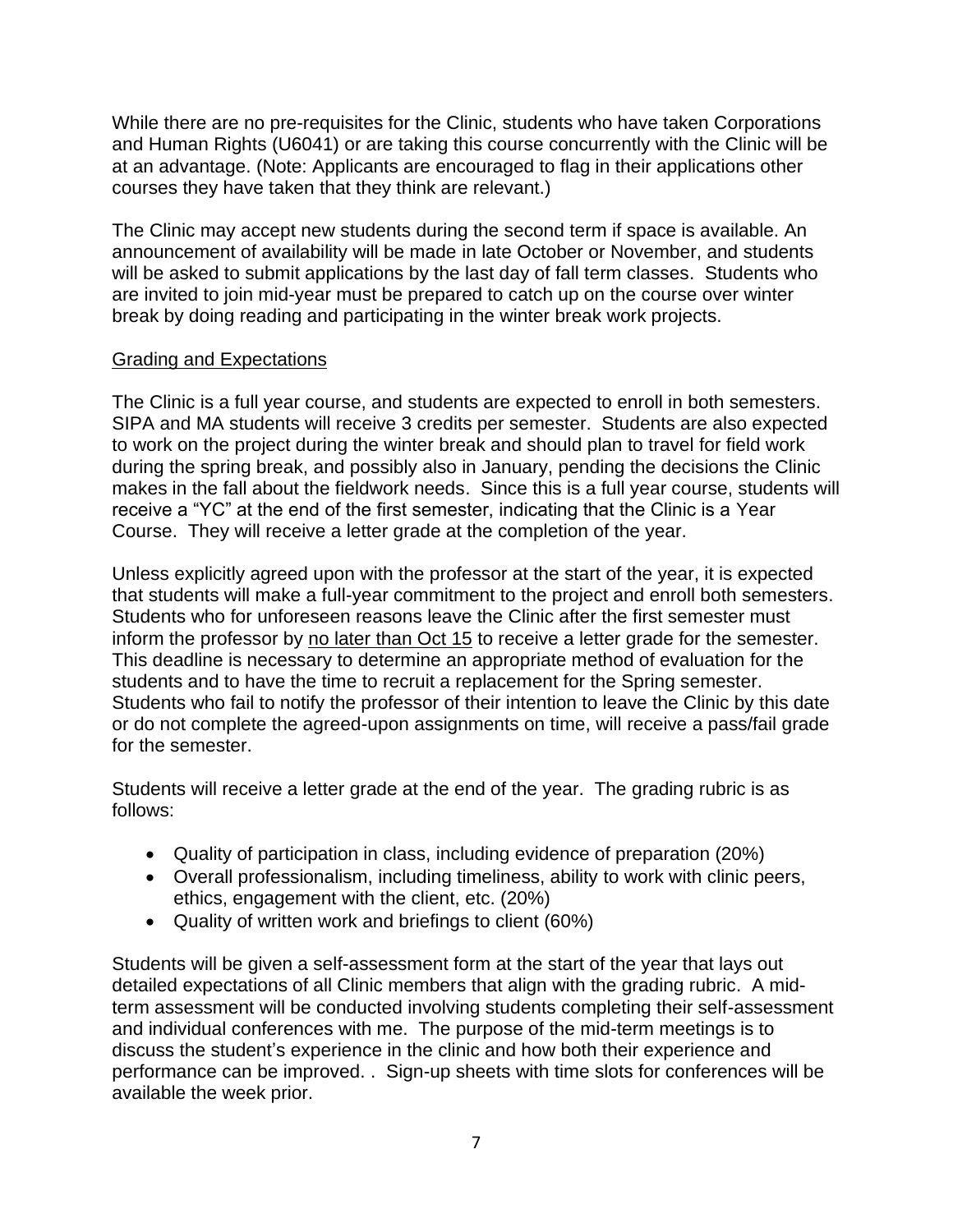While there are no pre-requisites for the Clinic, students who have taken Corporations and Human Rights (U6041) or are taking this course concurrently with the Clinic will be at an advantage. (Note: Applicants are encouraged to flag in their applications other courses they have taken that they think are relevant.)

The Clinic may accept new students during the second term if space is available. An announcement of availability will be made in late October or November, and students will be asked to submit applications by the last day of fall term classes. Students who are invited to join mid-year must be prepared to catch up on the course over winter break by doing reading and participating in the winter break work projects.

## Grading and Expectations

The Clinic is a full year course, and students are expected to enroll in both semesters. SIPA and MA students will receive 3 credits per semester. Students are also expected to work on the project during the winter break and should plan to travel for field work during the spring break, and possibly also in January, pending the decisions the Clinic makes in the fall about the fieldwork needs. Since this is a full year course, students will receive a "YC" at the end of the first semester, indicating that the Clinic is a Year Course. They will receive a letter grade at the completion of the year.

Unless explicitly agreed upon with the professor at the start of the year, it is expected that students will make a full-year commitment to the project and enroll both semesters. Students who for unforeseen reasons leave the Clinic after the first semester must inform the professor by no later than Oct 15 to receive a letter grade for the semester. This deadline is necessary to determine an appropriate method of evaluation for the students and to have the time to recruit a replacement for the Spring semester. Students who fail to notify the professor of their intention to leave the Clinic by this date or do not complete the agreed-upon assignments on time, will receive a pass/fail grade for the semester.

Students will receive a letter grade at the end of the year. The grading rubric is as follows:

- Quality of participation in class, including evidence of preparation (20%)
- Overall professionalism, including timeliness, ability to work with clinic peers, ethics, engagement with the client, etc. (20%)
- Quality of written work and briefings to client (60%)

Students will be given a self-assessment form at the start of the year that lays out detailed expectations of all Clinic members that align with the grading rubric. A mid-term assessment will be conducted involving students completing their self-assessment and individual conferences with me. The purpose of the mid-term meetings is to discuss the student's experience in the clinic and how both their experience and performance can be improved. . Sign-up sheets with time slots for conferences will be available the week prior.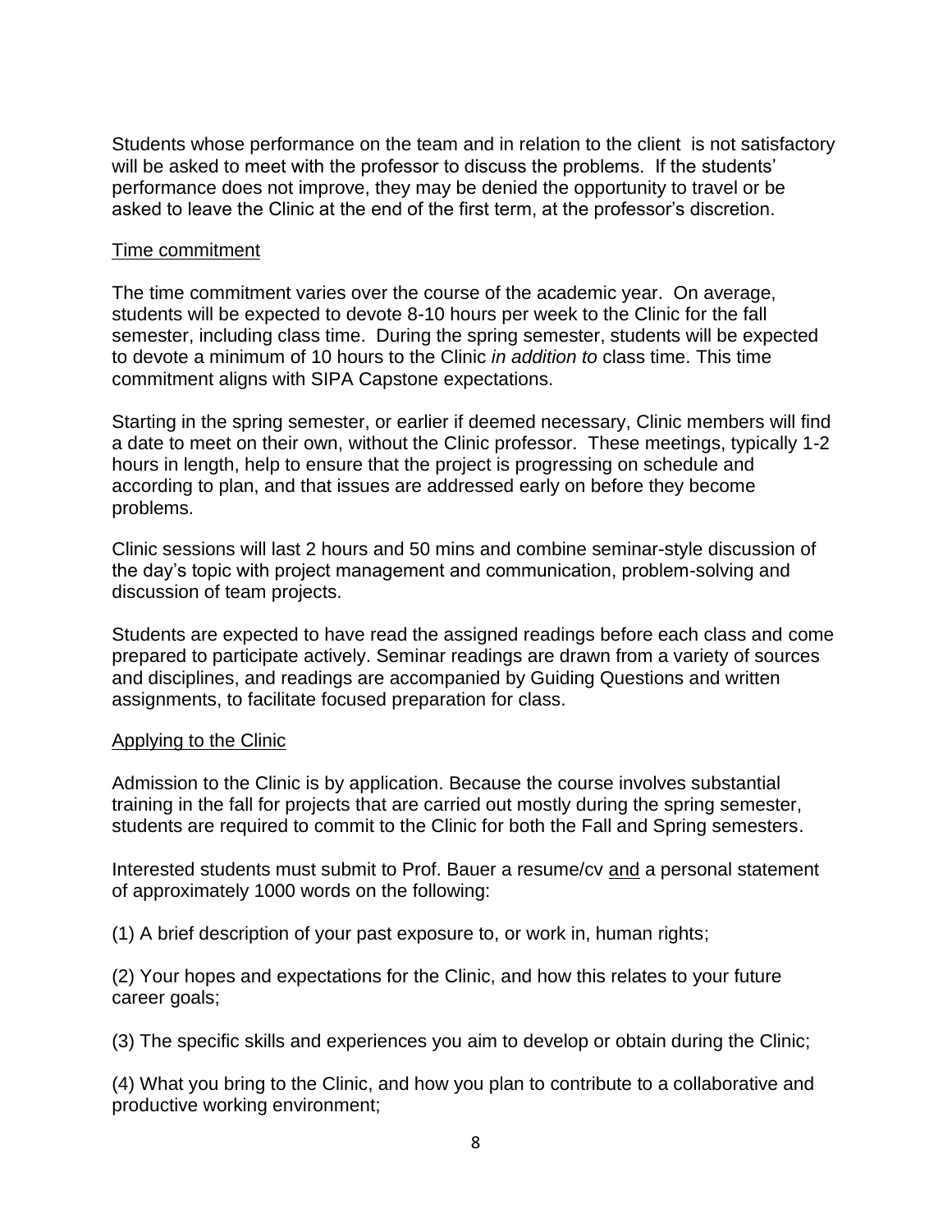Students whose performance on the team and in relation to the client is not satisfactory will be asked to meet with the professor to discuss the problems. If the students' performance does not improve, they may be denied the opportunity to travel or be asked to leave the Clinic at the end of the first term, at the professor's discretion.

<u>Time commitment</u>

The time commitment varies over the course of the academic year. On average, students will be expected to devote 8-10 hours per week to the Clinic for the fall semester, including class time. During the spring semester, students will be expected to devote a minimum of 10 hours to the Clinic *in addition to* class time. This time commitment aligns with SIPA Capstone expectations.

Starting in the spring semester, or earlier if deemed necessary, Clinic members will find a date to meet on their own, without the Clinic professor. These meetings, typically 1-2 hours in length, help to ensure that the project is progressing on schedule and according to plan, and that issues are addressed early on before they become problems.

Clinic sessions will last 2 hours and 50 mins and combine seminar-style discussion of the day's topic with project management and communication, problem-solving and discussion of team projects.

Students are expected to have read the assigned readings before each class and come prepared to participate actively. Seminar readings are drawn from a variety of sources and disciplines, and readings are accompanied by Guiding Questions and written assignments, to facilitate focused preparation for class.

<u>Applying to the Clinic</u>

Admission to the Clinic is by application. Because the course involves substantial training in the fall for projects that are carried out mostly during the spring semester, students are required to commit to the Clinic for both the Fall and Spring semesters.

Interested students must submit to Prof. Bauer a resume/cv <u>and</u> a personal statement of approximately 1000 words on the following:

(1) A brief description of your past exposure to, or work in, human rights;

(2) Your hopes and expectations for the Clinic, and how this relates to your future career goals;

(3) The specific skills and experiences you aim to develop or obtain during the Clinic;

(4) What you bring to the Clinic, and how you plan to contribute to a collaborative and productive working environment;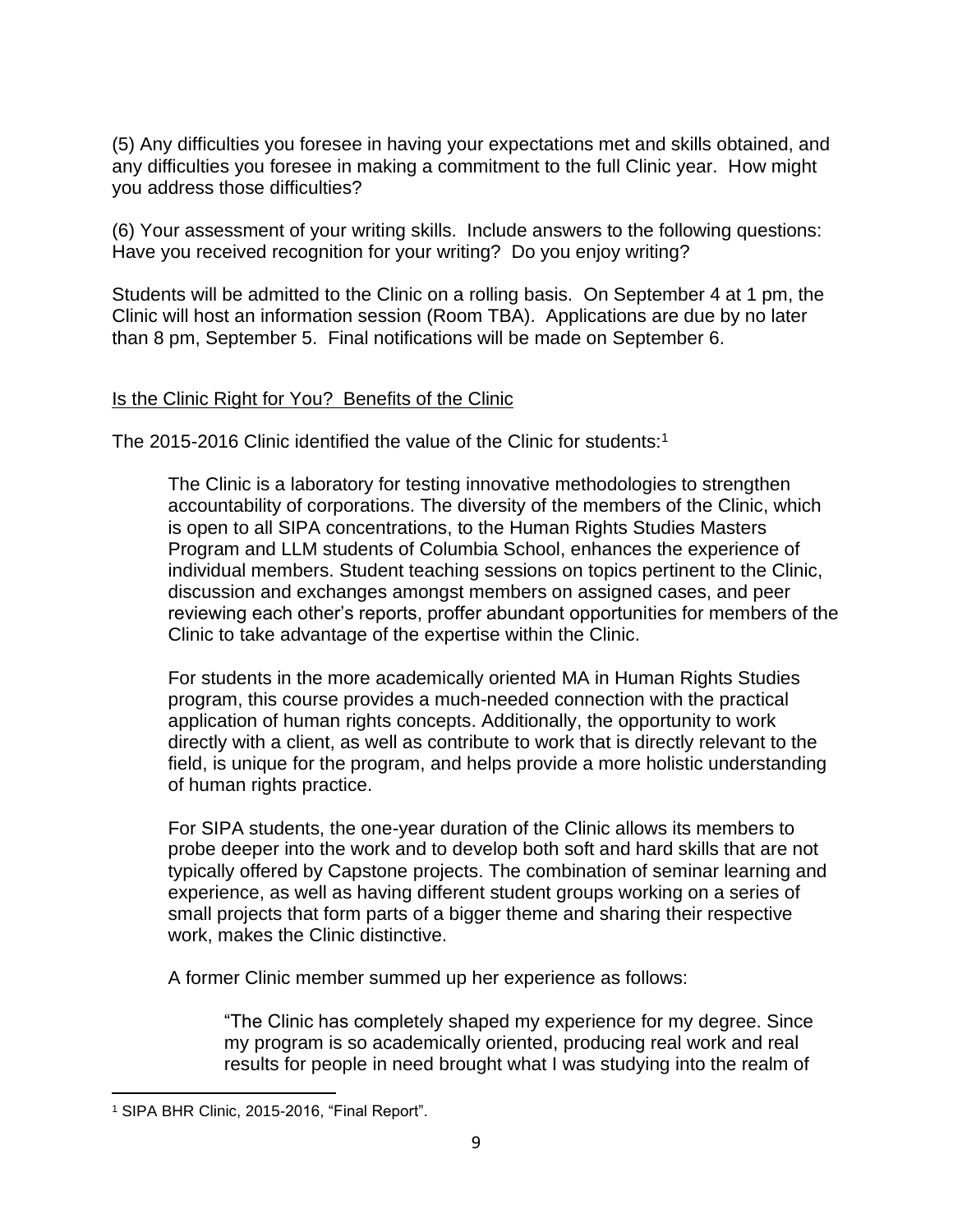(5) Any difficulties you foresee in having your expectations met and skills obtained, and any difficulties you foresee in making a commitment to the full Clinic year. How might you address those difficulties?

(6) Your assessment of your writing skills. Include answers to the following questions: Have you received recognition for your writing? Do you enjoy writing?

Students will be admitted to the Clinic on a rolling basis. On September 4 at 1 pm, the Clinic will host an information session (Room TBA). Applications are due by no later than 8 pm, September 5. Final notifications will be made on September 6.

<u>Is the Clinic Right for You? Benefits of the Clinic</u>

The 2015-2016 Clinic identified the value of the Clinic for students:[1]

> The Clinic is a laboratory for testing innovative methodologies to strengthen accountability of corporations. The diversity of the members of the Clinic, which is open to all SIPA concentrations, to the Human Rights Studies Masters Program and LLM students of Columbia School, enhances the experience of individual members. Student teaching sessions on topics pertinent to the Clinic, discussion and exchanges amongst members on assigned cases, and peer reviewing each other's reports, proffer abundant opportunities for members of the Clinic to take advantage of the expertise within the Clinic.
>
> For students in the more academically oriented MA in Human Rights Studies program, this course provides a much-needed connection with the practical application of human rights concepts. Additionally, the opportunity to work directly with a client, as well as contribute to work that is directly relevant to the field, is unique for the program, and helps provide a more holistic understanding of human rights practice.
>
> For SIPA students, the one-year duration of the Clinic allows its members to probe deeper into the work and to develop both soft and hard skills that are not typically offered by Capstone projects. The combination of seminar learning and experience, as well as having different student groups working on a series of small projects that form parts of a bigger theme and sharing their respective work, makes the Clinic distinctive.
>
> A former Clinic member summed up her experience as follows:
>
> > "The Clinic has completely shaped my experience for my degree. Since my program is so academically oriented, producing real work and real results for people in need brought what I was studying into the realm of

---

[1] SIPA BHR Clinic, 2015-2016, "Final Report".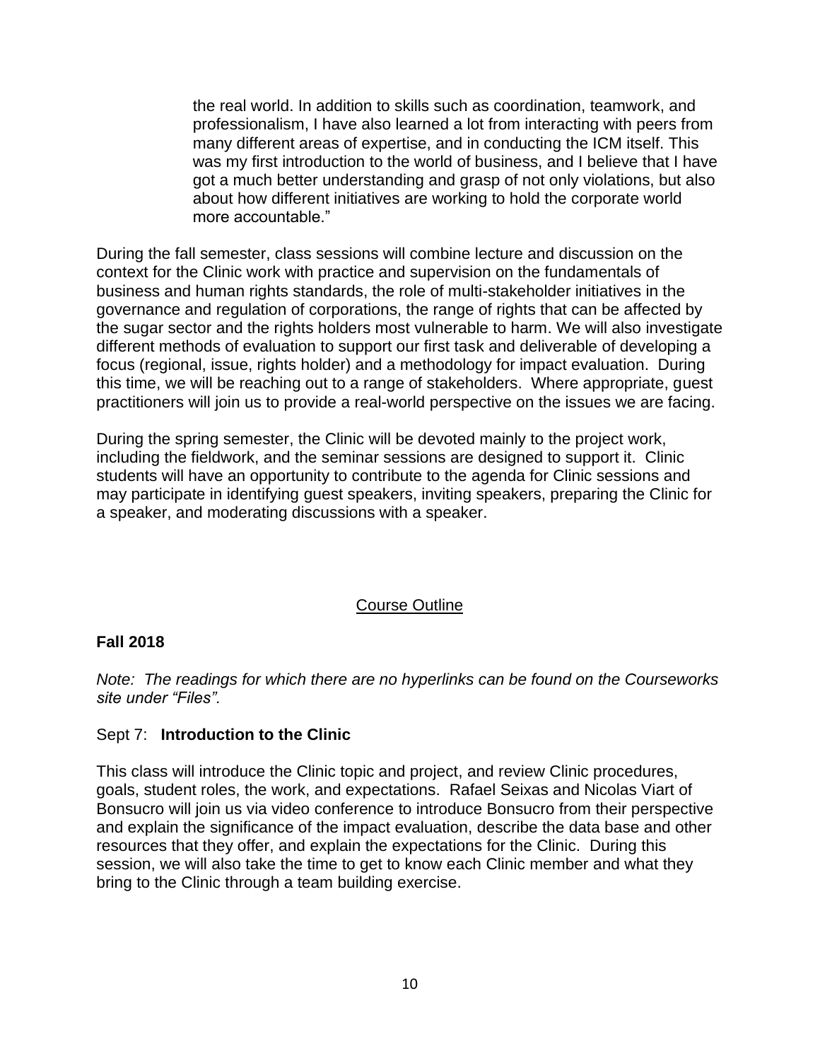> the real world. In addition to skills such as coordination, teamwork, and professionalism, I have also learned a lot from interacting with peers from many different areas of expertise, and in conducting the ICM itself. This was my first introduction to the world of business, and I believe that I have got a much better understanding and grasp of not only violations, but also about how different initiatives are working to hold the corporate world more accountable."

During the fall semester, class sessions will combine lecture and discussion on the context for the Clinic work with practice and supervision on the fundamentals of business and human rights standards, the role of multi-stakeholder initiatives in the governance and regulation of corporations, the range of rights that can be affected by the sugar sector and the rights holders most vulnerable to harm. We will also investigate different methods of evaluation to support our first task and deliverable of developing a focus (regional, issue, rights holder) and a methodology for impact evaluation. During this time, we will be reaching out to a range of stakeholders. Where appropriate, guest practitioners will join us to provide a real-world perspective on the issues we are facing.

During the spring semester, the Clinic will be devoted mainly to the project work, including the fieldwork, and the seminar sessions are designed to support it. Clinic students will have an opportunity to contribute to the agenda for Clinic sessions and may participate in identifying guest speakers, inviting speakers, preparing the Clinic for a speaker, and moderating discussions with a speaker.

## Course Outline

### Fall 2018

*Note: The readings for which there are no hyperlinks can be found on the Courseworks site under "Files".*

Sept 7: **Introduction to the Clinic**

This class will introduce the Clinic topic and project, and review Clinic procedures, goals, student roles, the work, and expectations. Rafael Seixas and Nicolas Viart of Bonsucro will join us via video conference to introduce Bonsucro from their perspective and explain the significance of the impact evaluation, describe the data base and other resources that they offer, and explain the expectations for the Clinic. During this session, we will also take the time to get to know each Clinic member and what they bring to the Clinic through a team building exercise.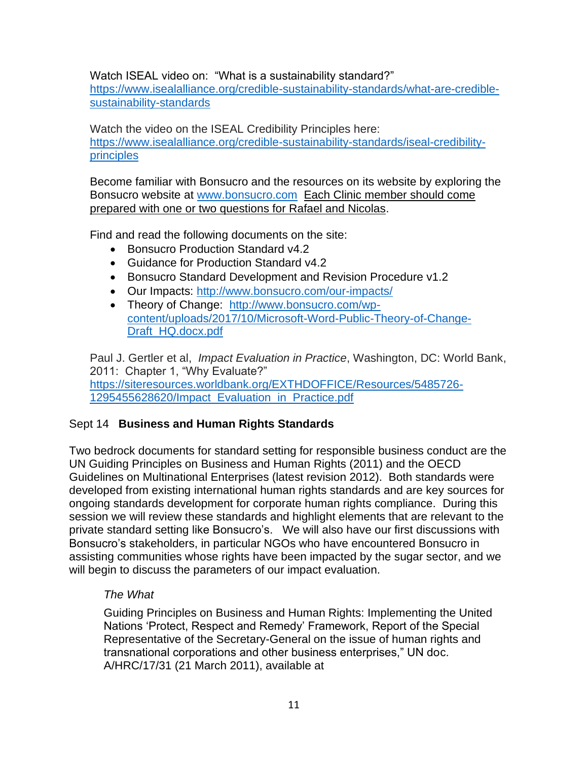Watch ISEAL video on: "What is a sustainability standard?" [https://www.isealalliance.org/credible-sustainability-standards/what-are-credible-sustainability-standards](https://www.isealalliance.org/credible-sustainability-standards/what-are-credible-sustainability-standards)

Watch the video on the ISEAL Credibility Principles here: [https://www.isealalliance.org/credible-sustainability-standards/iseal-credibility-principles](https://www.isealalliance.org/credible-sustainability-standards/iseal-credibility-principles)

Become familiar with Bonsucro and the resources on its website by exploring the Bonsucro website at [www.bonsucro.com](http://www.bonsucro.com) Each Clinic member should come prepared with one or two questions for Rafael and Nicolas.

Find and read the following documents on the site:

- Bonsucro Production Standard v4.2
- Guidance for Production Standard v4.2
- Bonsucro Standard Development and Revision Procedure v1.2
- Our Impacts: [http://www.bonsucro.com/our-impacts/](http://www.bonsucro.com/our-impacts/)
- Theory of Change: [http://www.bonsucro.com/wp-content/uploads/2017/10/Microsoft-Word-Public-Theory-of-Change-Draft_HQ.docx.pdf](http://www.bonsucro.com/wp-content/uploads/2017/10/Microsoft-Word-Public-Theory-of-Change-Draft_HQ.docx.pdf)

Paul J. Gertler et al, *Impact Evaluation in Practice*, Washington, DC: World Bank, 2011: Chapter 1, "Why Evaluate?" [https://siteresources.worldbank.org/EXTHDOFFICE/Resources/5485726-1295455628620/Impact_Evaluation_in_Practice.pdf](https://siteresources.worldbank.org/EXTHDOFFICE/Resources/5485726-1295455628620/Impact_Evaluation_in_Practice.pdf)

## Sept 14 **Business and Human Rights Standards**

Two bedrock documents for standard setting for responsible business conduct are the UN Guiding Principles on Business and Human Rights (2011) and the OECD Guidelines on Multinational Enterprises (latest revision 2012). Both standards were developed from existing international human rights standards and are key sources for ongoing standards development for corporate human rights compliance. During this session we will review these standards and highlight elements that are relevant to the private standard setting like Bonsucro's. We will also have our first discussions with Bonsucro's stakeholders, in particular NGOs who have encountered Bonsucro in assisting communities whose rights have been impacted by the sugar sector, and we will begin to discuss the parameters of our impact evaluation.

*The What*

Guiding Principles on Business and Human Rights: Implementing the United Nations 'Protect, Respect and Remedy' Framework, Report of the Special Representative of the Secretary-General on the issue of human rights and transnational corporations and other business enterprises," UN doc. A/HRC/17/31 (21 March 2011), available at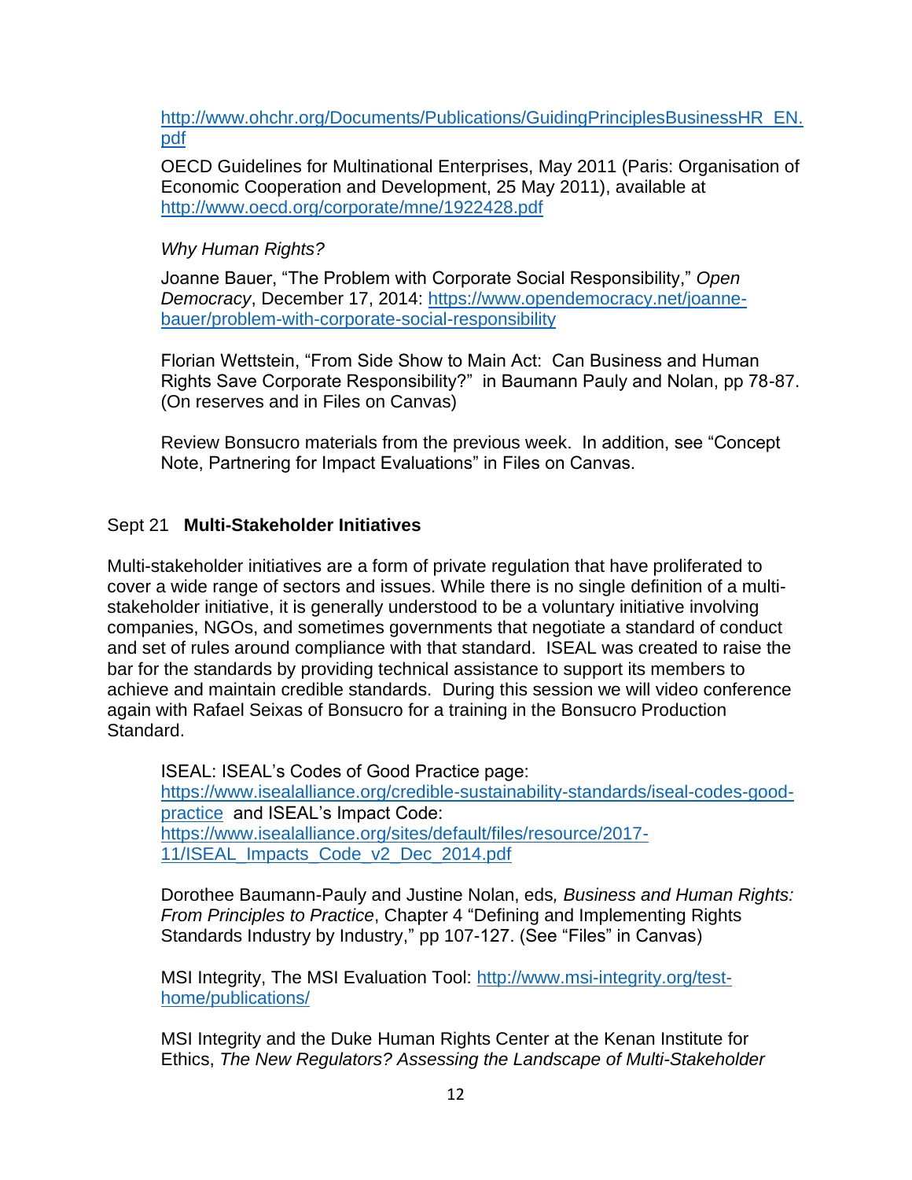http://www.ohchr.org/Documents/Publications/GuidingPrinciplesBusinessHR_EN.pdf

OECD Guidelines for Multinational Enterprises, May 2011 (Paris: Organisation of Economic Cooperation and Development, 25 May 2011), available at http://www.oecd.org/corporate/mne/1922428.pdf

*Why Human Rights?*

Joanne Bauer, "The Problem with Corporate Social Responsibility," *Open Democracy*, December 17, 2014: https://www.opendemocracy.net/joanne-bauer/problem-with-corporate-social-responsibility

Florian Wettstein, "From Side Show to Main Act: Can Business and Human Rights Save Corporate Responsibility?" in Baumann Pauly and Nolan, pp 78-87. (On reserves and in Files on Canvas)

Review Bonsucro materials from the previous week. In addition, see "Concept Note, Partnering for Impact Evaluations" in Files on Canvas.

Sept 21 **Multi-Stakeholder Initiatives**

Multi-stakeholder initiatives are a form of private regulation that have proliferated to cover a wide range of sectors and issues. While there is no single definition of a multi-stakeholder initiative, it is generally understood to be a voluntary initiative involving companies, NGOs, and sometimes governments that negotiate a standard of conduct and set of rules around compliance with that standard. ISEAL was created to raise the bar for the standards by providing technical assistance to support its members to achieve and maintain credible standards. During this session we will video conference again with Rafael Seixas of Bonsucro for a training in the Bonsucro Production Standard.

ISEAL: ISEAL's Codes of Good Practice page: https://www.isealalliance.org/credible-sustainability-standards/iseal-codes-good-practice and ISEAL's Impact Code: https://www.isealalliance.org/sites/default/files/resource/2017-11/ISEAL_Impacts_Code_v2_Dec_2014.pdf

Dorothee Baumann-Pauly and Justine Nolan, eds, *Business and Human Rights: From Principles to Practice*, Chapter 4 "Defining and Implementing Rights Standards Industry by Industry," pp 107-127. (See "Files" in Canvas)

MSI Integrity, The MSI Evaluation Tool: http://www.msi-integrity.org/test-home/publications/

MSI Integrity and the Duke Human Rights Center at the Kenan Institute for Ethics, *The New Regulators? Assessing the Landscape of Multi-Stakeholder*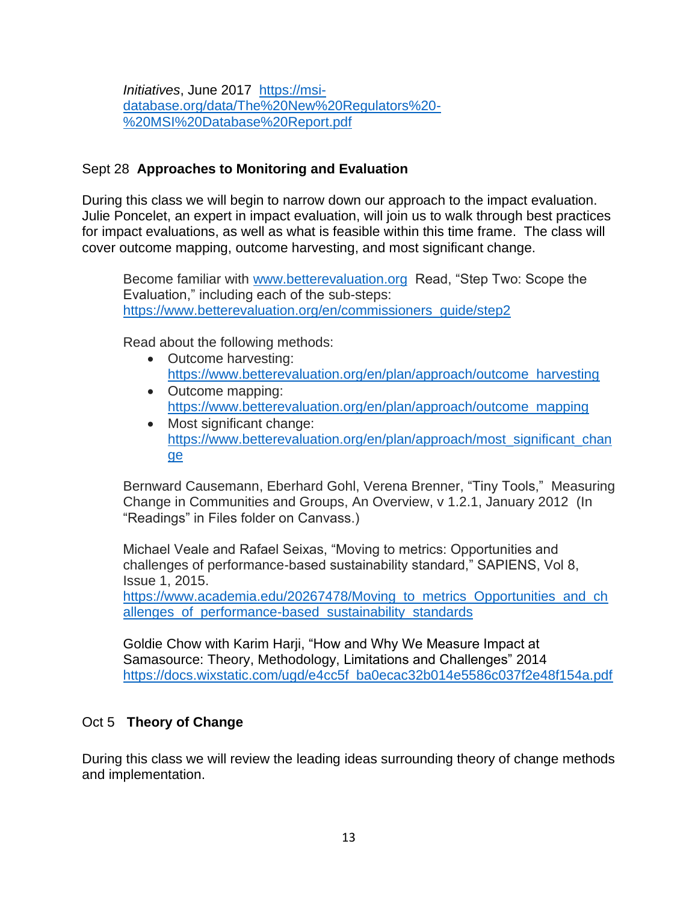*Initiatives*, June 2017 https://msi-database.org/data/The%20New%20Regulators%20-%20MSI%20Database%20Report.pdf

Sept 28 **Approaches to Monitoring and Evaluation**

During this class we will begin to narrow down our approach to the impact evaluation. Julie Poncelet, an expert in impact evaluation, will join us to walk through best practices for impact evaluations, as well as what is feasible within this time frame. The class will cover outcome mapping, outcome harvesting, and most significant change.

Become familiar with www.betterevaluation.org Read, "Step Two: Scope the Evaluation," including each of the sub-steps: https://www.betterevaluation.org/en/commissioners_guide/step2

Read about the following methods:

- Outcome harvesting: https://www.betterevaluation.org/en/plan/approach/outcome_harvesting
- Outcome mapping: https://www.betterevaluation.org/en/plan/approach/outcome_mapping
- Most significant change: https://www.betterevaluation.org/en/plan/approach/most_significant_change

Bernward Causemann, Eberhard Gohl, Verena Brenner, "Tiny Tools," Measuring Change in Communities and Groups, An Overview, v 1.2.1, January 2012 (In "Readings" in Files folder on Canvass.)

Michael Veale and Rafael Seixas, "Moving to metrics: Opportunities and challenges of performance-based sustainability standard," SAPIENS, Vol 8, Issue 1, 2015. https://www.academia.edu/20267478/Moving_to_metrics_Opportunities_and_challenges_of_performance-based_sustainability_standards

Goldie Chow with Karim Harji, "How and Why We Measure Impact at Samasource: Theory, Methodology, Limitations and Challenges" 2014 https://docs.wixstatic.com/ugd/e4cc5f_ba0ecac32b014e5586c037f2e48f154a.pdf

Oct 5 **Theory of Change**

During this class we will review the leading ideas surrounding theory of change methods and implementation.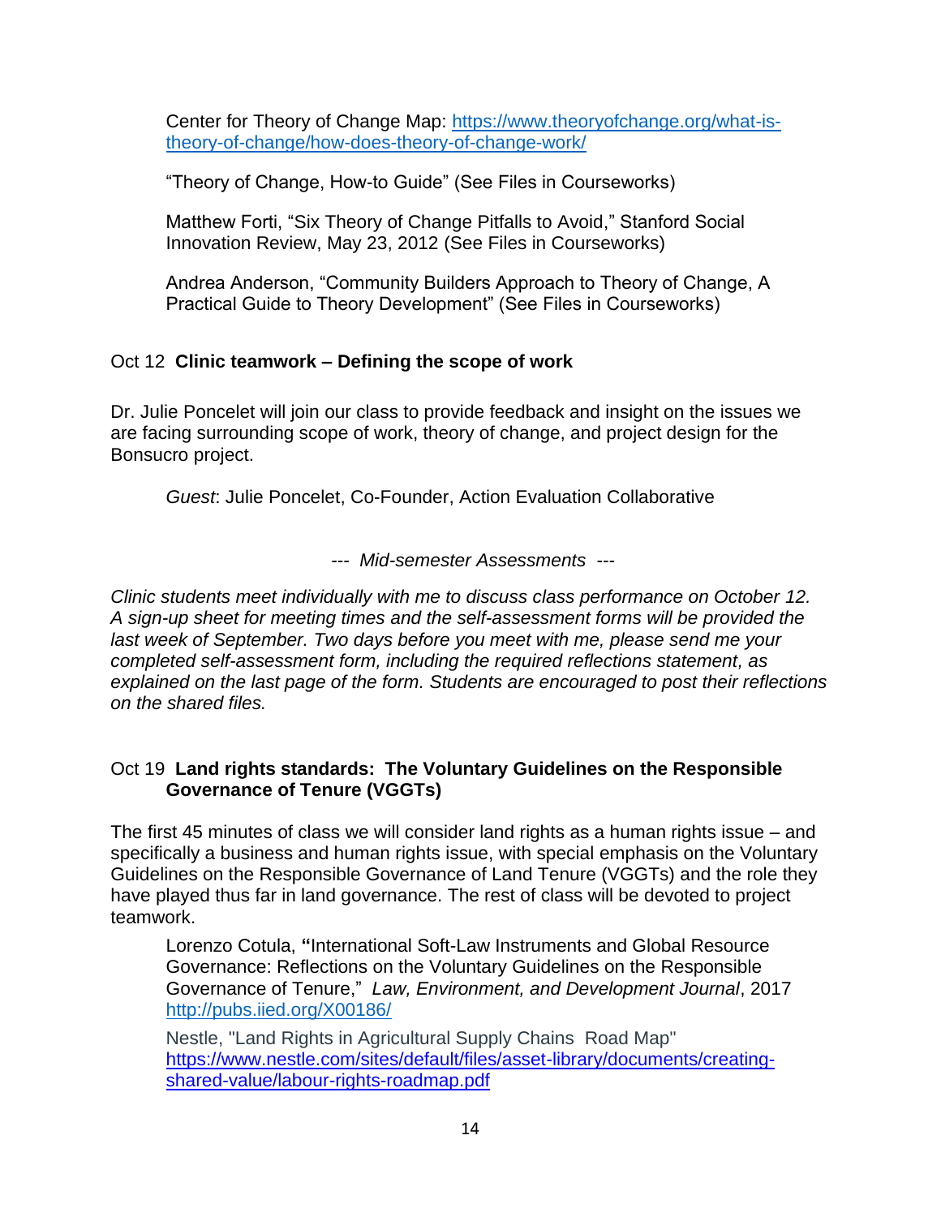Center for Theory of Change Map: [https://www.theoryofchange.org/what-is-theory-of-change/how-does-theory-of-change-work/](https://www.theoryofchange.org/what-is-theory-of-change/how-does-theory-of-change-work/)

"Theory of Change, How-to Guide" (See Files in Courseworks)

Matthew Forti, "Six Theory of Change Pitfalls to Avoid," Stanford Social Innovation Review, May 23, 2012 (See Files in Courseworks)

Andrea Anderson, "Community Builders Approach to Theory of Change, A Practical Guide to Theory Development" (See Files in Courseworks)

Oct 12 **Clinic teamwork – Defining the scope of work**

Dr. Julie Poncelet will join our class to provide feedback and insight on the issues we are facing surrounding scope of work, theory of change, and project design for the Bonsucro project.

*Guest*: Julie Poncelet, Co-Founder, Action Evaluation Collaborative

--- *Mid-semester Assessments* ---

*Clinic students meet individually with me to discuss class performance on October 12. A sign-up sheet for meeting times and the self-assessment forms will be provided the last week of September. Two days before you meet with me, please send me your completed self-assessment form, including the required reflections statement, as explained on the last page of the form. Students are encouraged to post their reflections on the shared files.*

Oct 19 **Land rights standards: The Voluntary Guidelines on the Responsible Governance of Tenure (VGGTs)**

The first 45 minutes of class we will consider land rights as a human rights issue – and specifically a business and human rights issue, with special emphasis on the Voluntary Guidelines on the Responsible Governance of Land Tenure (VGGTs) and the role they have played thus far in land governance. The rest of class will be devoted to project teamwork.

Lorenzo Cotula, **"**International Soft-Law Instruments and Global Resource Governance: Reflections on the Voluntary Guidelines on the Responsible Governance of Tenure," *Law, Environment, and Development Journal*, 2017 [http://pubs.iied.org/X00186/](http://pubs.iied.org/X00186/)

Nestle, "Land Rights in Agricultural Supply Chains Road Map" [https://www.nestle.com/sites/default/files/asset-library/documents/creating-shared-value/labour-rights-roadmap.pdf](https://www.nestle.com/sites/default/files/asset-library/documents/creating-shared-value/labour-rights-roadmap.pdf)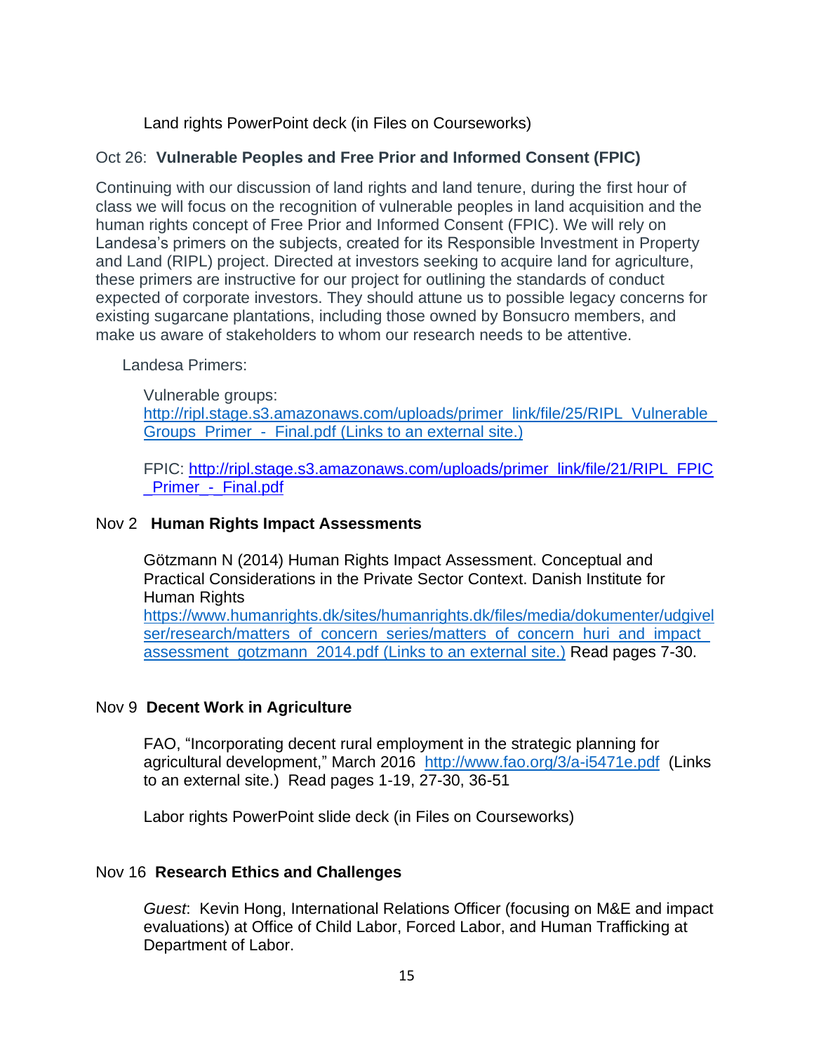Land rights PowerPoint deck (in Files on Courseworks)

Oct 26: **Vulnerable Peoples and Free Prior and Informed Consent (FPIC)**

Continuing with our discussion of land rights and land tenure, during the first hour of class we will focus on the recognition of vulnerable peoples in land acquisition and the human rights concept of Free Prior and Informed Consent (FPIC). We will rely on Landesa's primers on the subjects, created for its Responsible Investment in Property and Land (RIPL) project. Directed at investors seeking to acquire land for agriculture, these primers are instructive for our project for outlining the standards of conduct expected of corporate investors. They should attune us to possible legacy concerns for existing sugarcane plantations, including those owned by Bonsucro members, and make us aware of stakeholders to whom our research needs to be attentive.

Landesa Primers:

Vulnerable groups: [http://ripl.stage.s3.amazonaws.com/uploads/primer_link/file/25/RIPL_Vulnerable_Groups_Primer_-_Final.pdf (Links to an external site.)](http://ripl.stage.s3.amazonaws.com/uploads/primer_link/file/25/RIPL_Vulnerable_Groups_Primer_-_Final.pdf)

FPIC: [http://ripl.stage.s3.amazonaws.com/uploads/primer_link/file/21/RIPL_FPIC_Primer_-_Final.pdf](http://ripl.stage.s3.amazonaws.com/uploads/primer_link/file/21/RIPL_FPIC_Primer_-_Final.pdf)

Nov 2 **Human Rights Impact Assessments**

Götzmann N (2014) Human Rights Impact Assessment. Conceptual and Practical Considerations in the Private Sector Context. Danish Institute for Human Rights [https://www.humanrights.dk/sites/humanrights.dk/files/media/dokumenter/udgivelser/research/matters_of_concern_series/matters_of_concern_huri_and_impact_assessment_gotzmann_2014.pdf (Links to an external site.)](https://www.humanrights.dk/sites/humanrights.dk/files/media/dokumenter/udgivelser/research/matters_of_concern_series/matters_of_concern_huri_and_impact_assessment_gotzmann_2014.pdf) Read pages 7-30.

Nov 9 **Decent Work in Agriculture**

FAO, "Incorporating decent rural employment in the strategic planning for agricultural development," March 2016 [http://www.fao.org/3/a-i5471e.pdf](http://www.fao.org/3/a-i5471e.pdf) (Links to an external site.) Read pages 1-19, 27-30, 36-51

Labor rights PowerPoint slide deck (in Files on Courseworks)

Nov 16 **Research Ethics and Challenges**

*Guest*: Kevin Hong, International Relations Officer (focusing on M&E and impact evaluations) at Office of Child Labor, Forced Labor, and Human Trafficking at Department of Labor.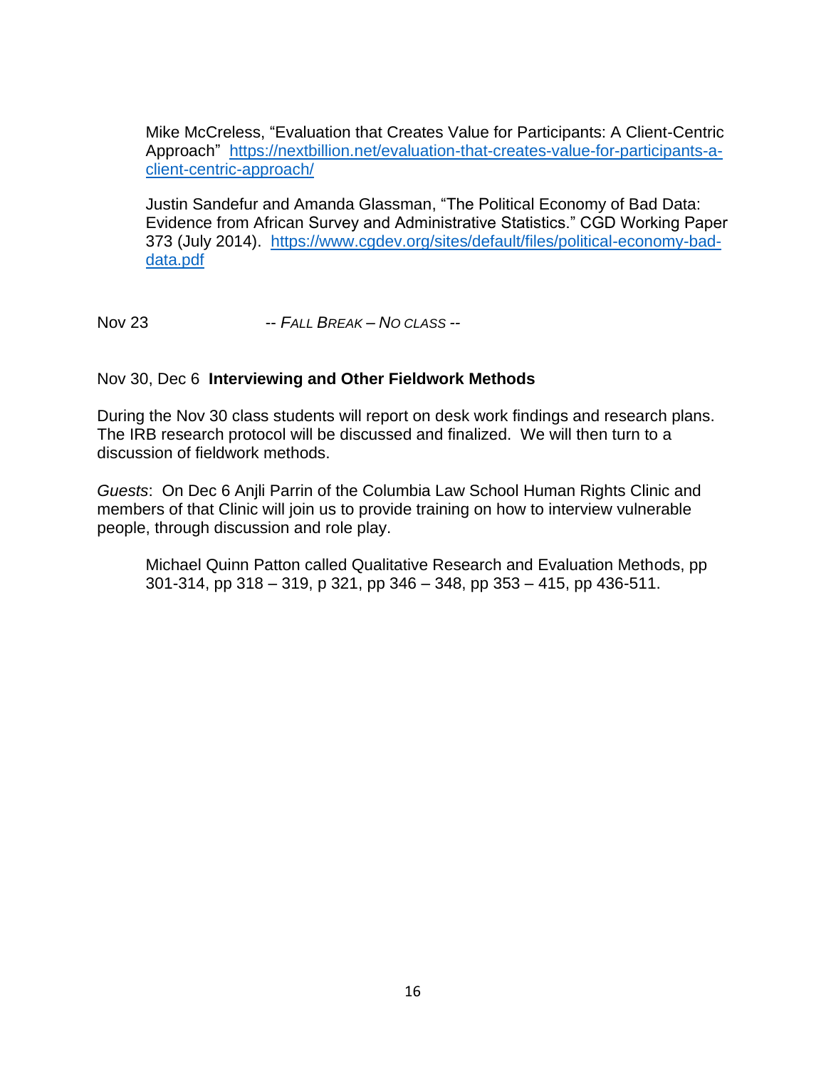Mike McCreless, "Evaluation that Creates Value for Participants: A Client-Centric Approach" https://nextbillion.net/evaluation-that-creates-value-for-participants-a-client-centric-approach/

Justin Sandefur and Amanda Glassman, "The Political Economy of Bad Data: Evidence from African Survey and Administrative Statistics." CGD Working Paper 373 (July 2014). https://www.cgdev.org/sites/default/files/political-economy-bad-data.pdf

Nov 23 -- *Fall Break – No class* --

Nov 30, Dec 6 **Interviewing and Other Fieldwork Methods**

During the Nov 30 class students will report on desk work findings and research plans. The IRB research protocol will be discussed and finalized. We will then turn to a discussion of fieldwork methods.

*Guests*: On Dec 6 Anjli Parrin of the Columbia Law School Human Rights Clinic and members of that Clinic will join us to provide training on how to interview vulnerable people, through discussion and role play.

Michael Quinn Patton called Qualitative Research and Evaluation Methods, pp 301-314, pp 318 – 319, p 321, pp 346 – 348, pp 353 – 415, pp 436-511.